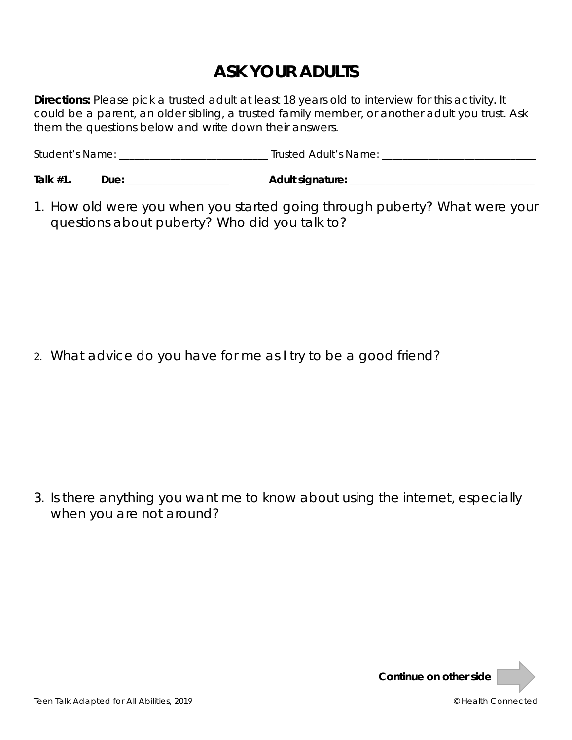# ASK YOUR ADULTS

**Directions:** Please pick a trusted adult at least 18 years old to interview for this activity. It could be a parent, an older sibling, a trusted family member, or another adult you trust. Ask them the questions below and write down their answers.

Student's Name: ____________________________ Trusted Adult's Name: ____________________________

**Talk #1.** **Due:** ____________________ **Adult signature:** ____________________________________

1. How old were you when you started going through puberty? What were your questions about puberty? Who did you talk to?

2. What advice do you have for me as I try to be a good friend?

3. Is there anything you want me to know about using the internet, especially when you are not around?

**Continue on other side**

Teen Talk Adapted for All Abilities, 2019

© Health Connected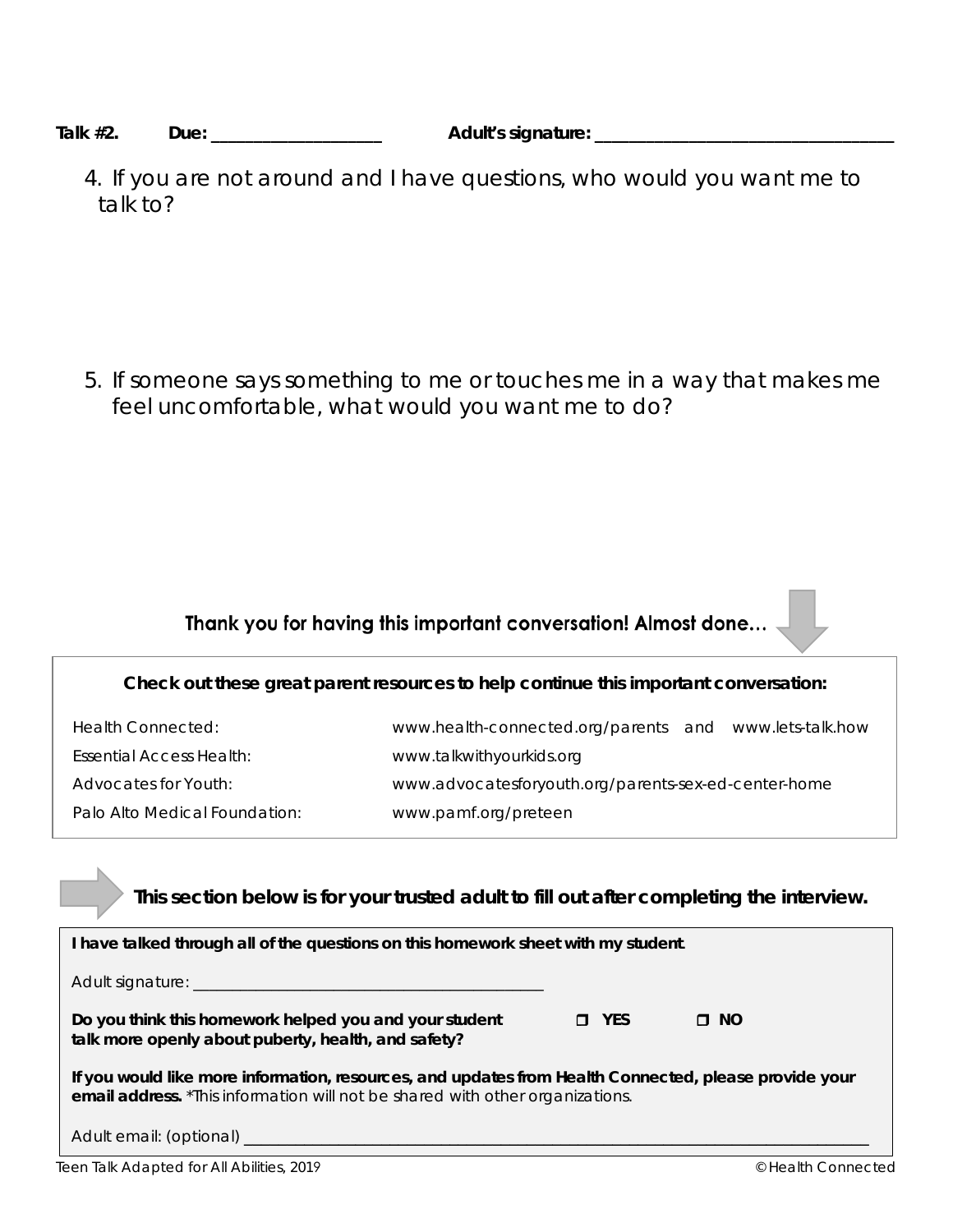**Talk #2.** **Due: ___________________** **Adult's signature: _________________________________**

4. If you are not around and I have questions, who would you want me to talk to?

5. If someone says something to me or touches me in a way that makes me feel uncomfortable, what would you want me to do?

**Thank you for having this important conversation! Almost done…**

**Check out these great parent resources to help continue this important conversation:**

| | |
|---|---|
| Health Connected: | www.health-connected.org/parents and www.lets-talk.how |
| Essential Access Health: | www.talkwithyourkids.org |
| Advocates for Youth: | www.advocatesforyouth.org/parents-sex-ed-center-home |
| Palo Alto Medical Foundation: | www.pamf.org/preteen |

**This section below is for your trusted adult to fill out after completing the interview.**

**I have talked through all of the questions on this homework sheet with my student.**

Adult signature: ___________________________________________

**Do you think this homework helped you and your student talk more openly about puberty, health, and safety?** ☐ **YES** ☐ **NO**

**If you would like more information, resources, and updates from Health Connected, please provide your email address.** *This information will not be shared with other organizations.

Adult email: (optional) ___________________________________________________________________________

Teen Talk Adapted for All Abilities, 2019 © Health Connected